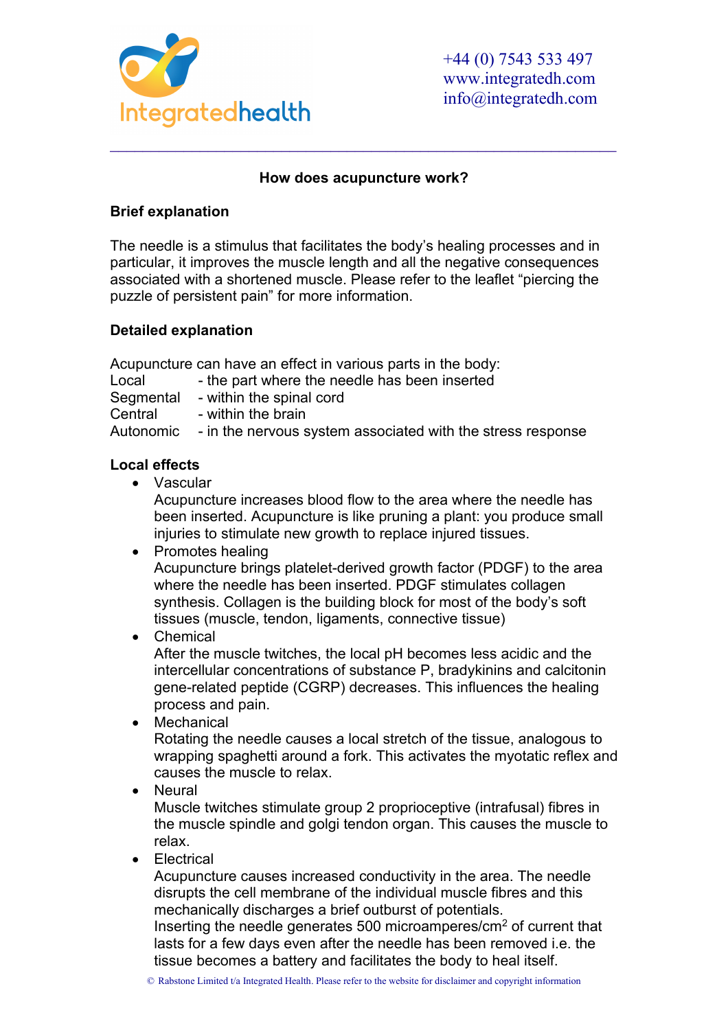Integratedhealth

+44 (0) 7543 533 497
www.integratedh.com
info@integratedh.com

---

## How does acupuncture work?

### Brief explanation

The needle is a stimulus that facilitates the body's healing processes and in particular, it improves the muscle length and all the negative consequences associated with a shortened muscle. Please refer to the leaflet "piercing the puzzle of persistent pain" for more information.

### Detailed explanation

Acupuncture can have an effect in various parts in the body:

Local - the part where the needle has been inserted
Segmental - within the spinal cord
Central - within the brain
Autonomic - in the nervous system associated with the stress response

### Local effects

- Vascular
  Acupuncture increases blood flow to the area where the needle has been inserted. Acupuncture is like pruning a plant: you produce small injuries to stimulate new growth to replace injured tissues.
- Promotes healing
  Acupuncture brings platelet-derived growth factor (PDGF) to the area where the needle has been inserted. PDGF stimulates collagen synthesis. Collagen is the building block for most of the body's soft tissues (muscle, tendon, ligaments, connective tissue)
- Chemical
  After the muscle twitches, the local pH becomes less acidic and the intercellular concentrations of substance P, bradykinins and calcitonin gene-related peptide (CGRP) decreases. This influences the healing process and pain.
- Mechanical
  Rotating the needle causes a local stretch of the tissue, analogous to wrapping spaghetti around a fork. This activates the myotatic reflex and causes the muscle to relax.
- Neural
  Muscle twitches stimulate group 2 proprioceptive (intrafusal) fibres in the muscle spindle and golgi tendon organ. This causes the muscle to relax.
- Electrical
  Acupuncture causes increased conductivity in the area. The needle disrupts the cell membrane of the individual muscle fibres and this mechanically discharges a brief outburst of potentials.
  Inserting the needle generates 500 microamperes/cm$^2$ of current that lasts for a few days even after the needle has been removed i.e. the tissue becomes a battery and facilitates the body to heal itself.

© Rabstone Limited t/a Integrated Health. Please refer to the website for disclaimer and copyright information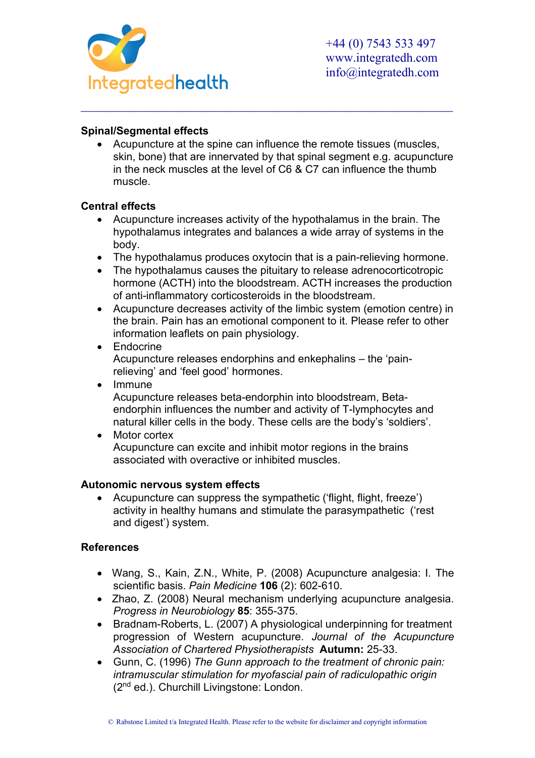**Spinal/Segmental effects**

- Acupuncture at the spine can influence the remote tissues (muscles, skin, bone) that are innervated by that spinal segment e.g. acupuncture in the neck muscles at the level of C6 & C7 can influence the thumb muscle.

**Central effects**

- Acupuncture increases activity of the hypothalamus in the brain. The hypothalamus integrates and balances a wide array of systems in the body.
- The hypothalamus produces oxytocin that is a pain-relieving hormone.
- The hypothalamus causes the pituitary to release adrenocorticotropic hormone (ACTH) into the bloodstream. ACTH increases the production of anti-inflammatory corticosteroids in the bloodstream.
- Acupuncture decreases activity of the limbic system (emotion centre) in the brain. Pain has an emotional component to it. Please refer to other information leaflets on pain physiology.
- Endocrine
  Acupuncture releases endorphins and enkephalins – the 'pain-relieving' and 'feel good' hormones.
- Immune
  Acupuncture releases beta-endorphin into bloodstream, Beta-endorphin influences the number and activity of T-lymphocytes and natural killer cells in the body. These cells are the body's 'soldiers'.
- Motor cortex
  Acupuncture can excite and inhibit motor regions in the brains associated with overactive or inhibited muscles.

**Autonomic nervous system effects**

- Acupuncture can suppress the sympathetic ('flight, flight, freeze') activity in healthy humans and stimulate the parasympathetic ('rest and digest') system.

**References**

- Wang, S., Kain, Z.N., White, P. (2008) Acupuncture analgesia: I. The scientific basis. *Pain Medicine* **106** (2): 602-610.
- Zhao, Z. (2008) Neural mechanism underlying acupuncture analgesia. *Progress in Neurobiology* **85**: 355-375.
- Bradnam-Roberts, L. (2007) A physiological underpinning for treatment progression of Western acupuncture. *Journal of the Acupuncture Association of Chartered Physiotherapists* **Autumn:** 25-33.
- Gunn, C. (1996) *The Gunn approach to the treatment of chronic pain: intramuscular stimulation for myofascial pain of radiculopathic origin* (2nd ed.). Churchill Livingstone: London.